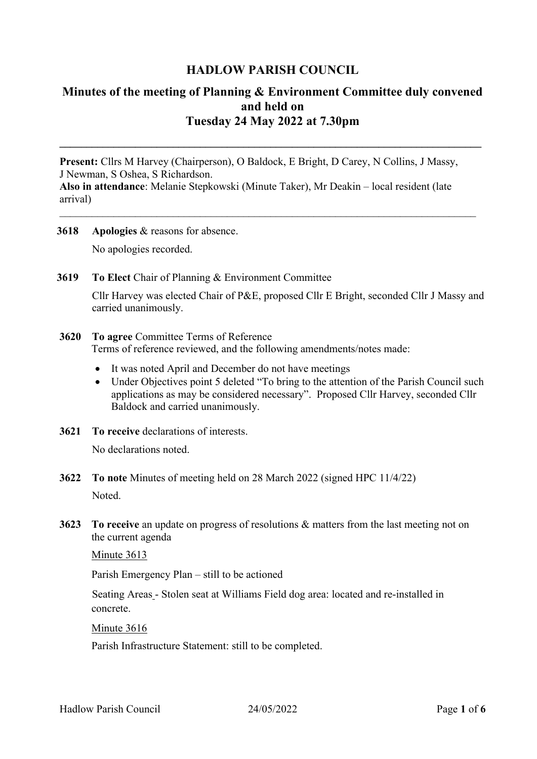# HADLOW PARISH COUNCIL

## Minutes of the meeting of Planning & Environment Committee duly convened and held on Tuesday 24 May 2022 at 7.30pm

---

**Present:** Cllrs M Harvey (Chairperson), O Baldock, E Bright, D Carey, N Collins, J Massy, J Newman, S Oshea, S Richardson.
**Also in attendance**: Melanie Stepkowski (Minute Taker), Mr Deakin – local resident (late arrival)

---

**3618 Apologies** & reasons for absence.

No apologies recorded.

**3619 To Elect** Chair of Planning & Environment Committee

Cllr Harvey was elected Chair of P&E, proposed Cllr E Bright, seconded Cllr J Massy and carried unanimously.

**3620 To agree** Committee Terms of Reference

Terms of reference reviewed, and the following amendments/notes made:

- It was noted April and December do not have meetings
- Under Objectives point 5 deleted "To bring to the attention of the Parish Council such applications as may be considered necessary". Proposed Cllr Harvey, seconded Cllr Baldock and carried unanimously.

**3621 To receive** declarations of interests.

No declarations noted.

**3622 To note** Minutes of meeting held on 28 March 2022 (signed HPC 11/4/22)

Noted.

**3623 To receive** an update on progress of resolutions & matters from the last meeting not on the current agenda

Minute 3613

Parish Emergency Plan – still to be actioned

Seating Areas - Stolen seat at Williams Field dog area: located and re-installed in concrete.

Minute 3616

Parish Infrastructure Statement: still to be completed.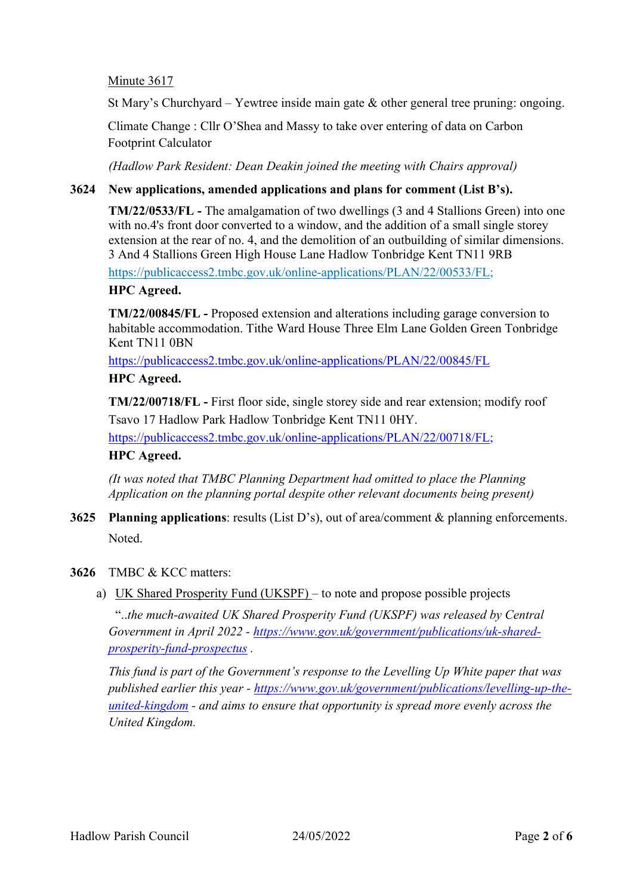Minute 3617

St Mary's Churchyard – Yewtree inside main gate & other general tree pruning: ongoing.

Climate Change : Cllr O'Shea and Massy to take over entering of data on Carbon Footprint Calculator

*(Hadlow Park Resident: Dean Deakin joined the meeting with Chairs approval)*

**3624 New applications, amended applications and plans for comment (List B's).**

**TM/22/0533/FL -** The amalgamation of two dwellings (3 and 4 Stallions Green) into one with no.4's front door converted to a window, and the addition of a small single storey extension at the rear of no. 4, and the demolition of an outbuilding of similar dimensions. 3 And 4 Stallions Green High House Lane Hadlow Tonbridge Kent TN11 9RB

https://publicaccess2.tmbc.gov.uk/online-applications/PLAN/22/00533/FL;

**HPC Agreed.**

**TM/22/00845/FL -** Proposed extension and alterations including garage conversion to habitable accommodation. Tithe Ward House Three Elm Lane Golden Green Tonbridge Kent TN11 0BN

https://publicaccess2.tmbc.gov.uk/online-applications/PLAN/22/00845/FL

**HPC Agreed.**

**TM/22/00718/FL -** First floor side, single storey side and rear extension; modify roof Tsavo 17 Hadlow Park Hadlow Tonbridge Kent TN11 0HY.

https://publicaccess2.tmbc.gov.uk/online-applications/PLAN/22/00718/FL;

**HPC Agreed.**

*(It was noted that TMBC Planning Department had omitted to place the Planning Application on the planning portal despite other relevant documents being present)*

**3625 Planning applications**: results (List D's), out of area/comment & planning enforcements.

Noted.

**3626** TMBC & KCC matters:

a) UK Shared Prosperity Fund (UKSPF) – to note and propose possible projects

"*..the much-awaited UK Shared Prosperity Fund (UKSPF) was released by Central Government in April 2022 - https://www.gov.uk/government/publications/uk-shared-prosperity-fund-prospectus .*

*This fund is part of the Government's response to the Levelling Up White paper that was published earlier this year - https://www.gov.uk/government/publications/levelling-up-the-united-kingdom - and aims to ensure that opportunity is spread more evenly across the United Kingdom.*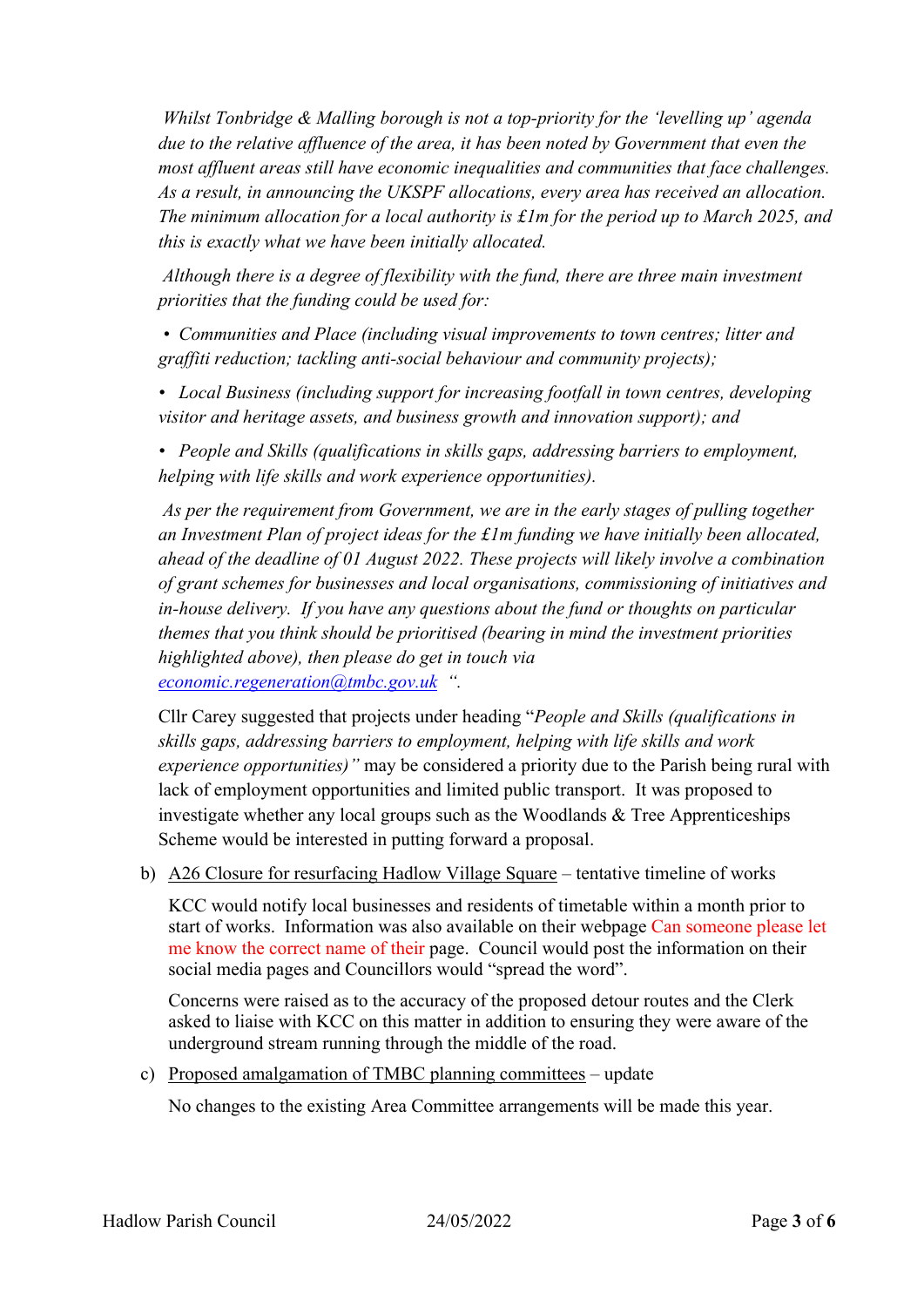*Whilst Tonbridge & Malling borough is not a top-priority for the 'levelling up' agenda due to the relative affluence of the area, it has been noted by Government that even the most affluent areas still have economic inequalities and communities that face challenges. As a result, in announcing the UKSPF allocations, every area has received an allocation. The minimum allocation for a local authority is £1m for the period up to March 2025, and this is exactly what we have been initially allocated.*

*Although there is a degree of flexibility with the fund, there are three main investment priorities that the funding could be used for:*

- *Communities and Place (including visual improvements to town centres; litter and graffiti reduction; tackling anti-social behaviour and community projects);*
- *Local Business (including support for increasing footfall in town centres, developing visitor and heritage assets, and business growth and innovation support); and*
- *People and Skills (qualifications in skills gaps, addressing barriers to employment, helping with life skills and work experience opportunities).*

*As per the requirement from Government, we are in the early stages of pulling together an Investment Plan of project ideas for the £1m funding we have initially been allocated, ahead of the deadline of 01 August 2022. These projects will likely involve a combination of grant schemes for businesses and local organisations, commissioning of initiatives and in-house delivery. If you have any questions about the fund or thoughts on particular themes that you think should be prioritised (bearing in mind the investment priorities highlighted above), then please do get in touch via [economic.regeneration@tmbc.gov.uk](mailto:economic.regeneration@tmbc.gov.uk) ".*

Cllr Carey suggested that projects under heading "*People and Skills (qualifications in skills gaps, addressing barriers to employment, helping with life skills and work experience opportunities)"* may be considered a priority due to the Parish being rural with lack of employment opportunities and limited public transport. It was proposed to investigate whether any local groups such as the Woodlands & Tree Apprenticeships Scheme would be interested in putting forward a proposal.

b) <u>A26 Closure for resurfacing Hadlow Village Square</u> – tentative timeline of works

KCC would notify local businesses and residents of timetable within a month prior to start of works. Information was also available on their webpage Can someone please let me know the correct name of their page. Council would post the information on their social media pages and Councillors would "spread the word".

Concerns were raised as to the accuracy of the proposed detour routes and the Clerk asked to liaise with KCC on this matter in addition to ensuring they were aware of the underground stream running through the middle of the road.

c) <u>Proposed amalgamation of TMBC planning committees</u> – update

No changes to the existing Area Committee arrangements will be made this year.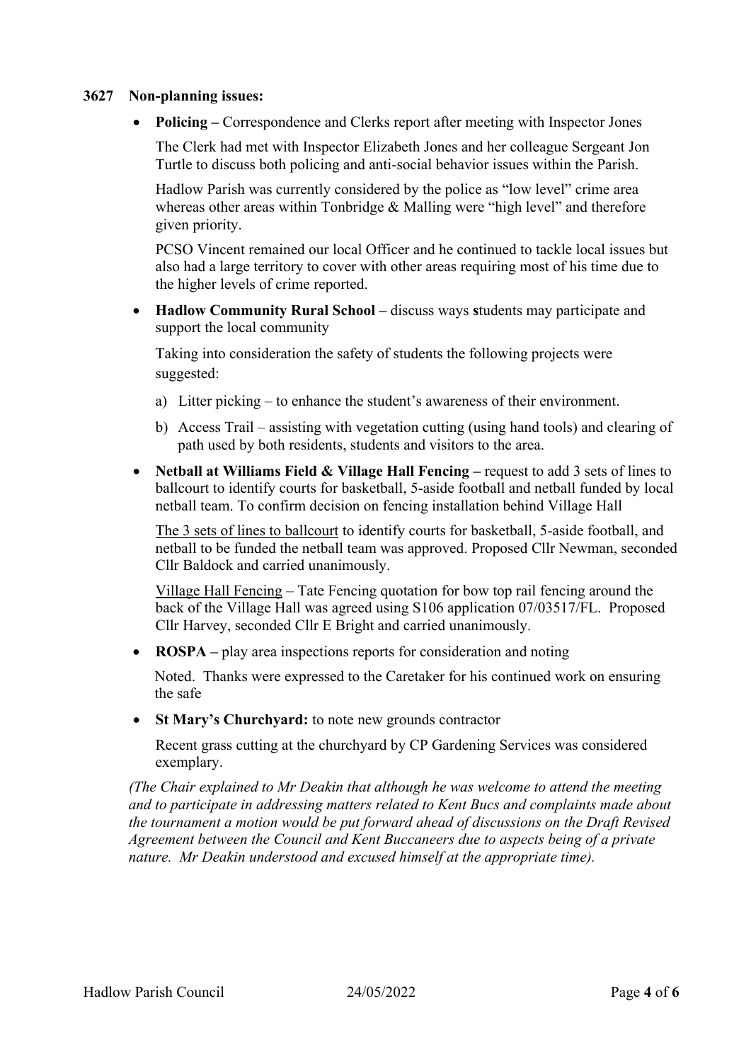**3627 Non-planning issues:**

- **Policing –** Correspondence and Clerks report after meeting with Inspector Jones

  The Clerk had met with Inspector Elizabeth Jones and her colleague Sergeant Jon Turtle to discuss both policing and anti-social behavior issues within the Parish.

  Hadlow Parish was currently considered by the police as "low level" crime area whereas other areas within Tonbridge & Malling were "high level" and therefore given priority.

  PCSO Vincent remained our local Officer and he continued to tackle local issues but also had a large territory to cover with other areas requiring most of his time due to the higher levels of crime reported.

- **Hadlow Community Rural School –** discuss ways **s**tudents may participate and support the local community

  Taking into consideration the safety of students the following projects were suggested:

  a) Litter picking – to enhance the student's awareness of their environment.

  b) Access Trail – assisting with vegetation cutting (using hand tools) and clearing of path used by both residents, students and visitors to the area.

- **Netball at Williams Field & Village Hall Fencing –** request to add 3 sets of lines to ballcourt to identify courts for basketball, 5-aside football and netball funded by local netball team. To confirm decision on fencing installation behind Village Hall

  <u>The 3 sets of lines to ballcourt</u> to identify courts for basketball, 5-aside football, and netball to be funded the netball team was approved. Proposed Cllr Newman, seconded Cllr Baldock and carried unanimously.

  <u>Village Hall Fencing</u> – Tate Fencing quotation for bow top rail fencing around the back of the Village Hall was agreed using S106 application 07/03517/FL. Proposed Cllr Harvey, seconded Cllr E Bright and carried unanimously.

- **ROSPA –** play area inspections reports for consideration and noting

  Noted. Thanks were expressed to the Caretaker for his continued work on ensuring the safe

- **St Mary's Churchyard:** to note new grounds contractor

  Recent grass cutting at the churchyard by CP Gardening Services was considered exemplary.

*(The Chair explained to Mr Deakin that although he was welcome to attend the meeting and to participate in addressing matters related to Kent Bucs and complaints made about the tournament a motion would be put forward ahead of discussions on the Draft Revised Agreement between the Council and Kent Buccaneers due to aspects being of a private nature. Mr Deakin understood and excused himself at the appropriate time).*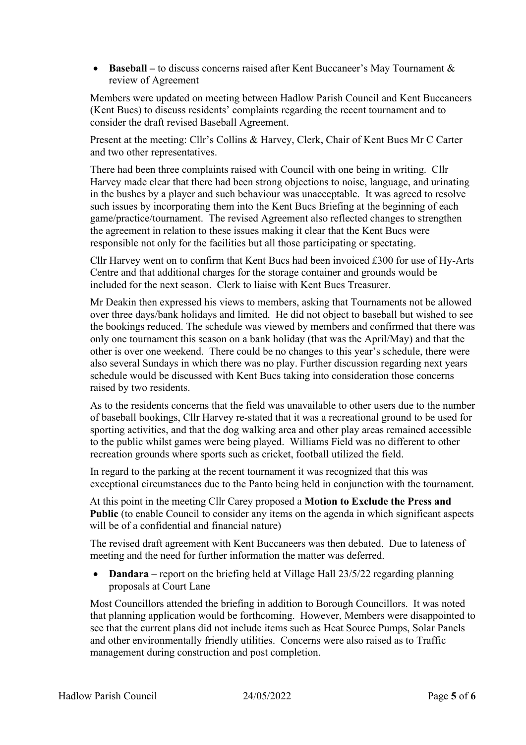- **Baseball –** to discuss concerns raised after Kent Buccaneer's May Tournament & review of Agreement

Members were updated on meeting between Hadlow Parish Council and Kent Buccaneers (Kent Bucs) to discuss residents' complaints regarding the recent tournament and to consider the draft revised Baseball Agreement.

Present at the meeting: Cllr's Collins & Harvey, Clerk, Chair of Kent Bucs Mr C Carter and two other representatives.

There had been three complaints raised with Council with one being in writing. Cllr Harvey made clear that there had been strong objections to noise, language, and urinating in the bushes by a player and such behaviour was unacceptable. It was agreed to resolve such issues by incorporating them into the Kent Bucs Briefing at the beginning of each game/practice/tournament. The revised Agreement also reflected changes to strengthen the agreement in relation to these issues making it clear that the Kent Bucs were responsible not only for the facilities but all those participating or spectating.

Cllr Harvey went on to confirm that Kent Bucs had been invoiced £300 for use of Hy-Arts Centre and that additional charges for the storage container and grounds would be included for the next season. Clerk to liaise with Kent Bucs Treasurer.

Mr Deakin then expressed his views to members, asking that Tournaments not be allowed over three days/bank holidays and limited. He did not object to baseball but wished to see the bookings reduced. The schedule was viewed by members and confirmed that there was only one tournament this season on a bank holiday (that was the April/May) and that the other is over one weekend. There could be no changes to this year's schedule, there were also several Sundays in which there was no play. Further discussion regarding next years schedule would be discussed with Kent Bucs taking into consideration those concerns raised by two residents.

As to the residents concerns that the field was unavailable to other users due to the number of baseball bookings, Cllr Harvey re-stated that it was a recreational ground to be used for sporting activities, and that the dog walking area and other play areas remained accessible to the public whilst games were being played. Williams Field was no different to other recreation grounds where sports such as cricket, football utilized the field.

In regard to the parking at the recent tournament it was recognized that this was exceptional circumstances due to the Panto being held in conjunction with the tournament.

At this point in the meeting Cllr Carey proposed a **Motion to Exclude the Press and Public** (to enable Council to consider any items on the agenda in which significant aspects will be of a confidential and financial nature)

The revised draft agreement with Kent Buccaneers was then debated. Due to lateness of meeting and the need for further information the matter was deferred.

- **Dandara –** report on the briefing held at Village Hall 23/5/22 regarding planning proposals at Court Lane

Most Councillors attended the briefing in addition to Borough Councillors. It was noted that planning application would be forthcoming. However, Members were disappointed to see that the current plans did not include items such as Heat Source Pumps, Solar Panels and other environmentally friendly utilities. Concerns were also raised as to Traffic management during construction and post completion.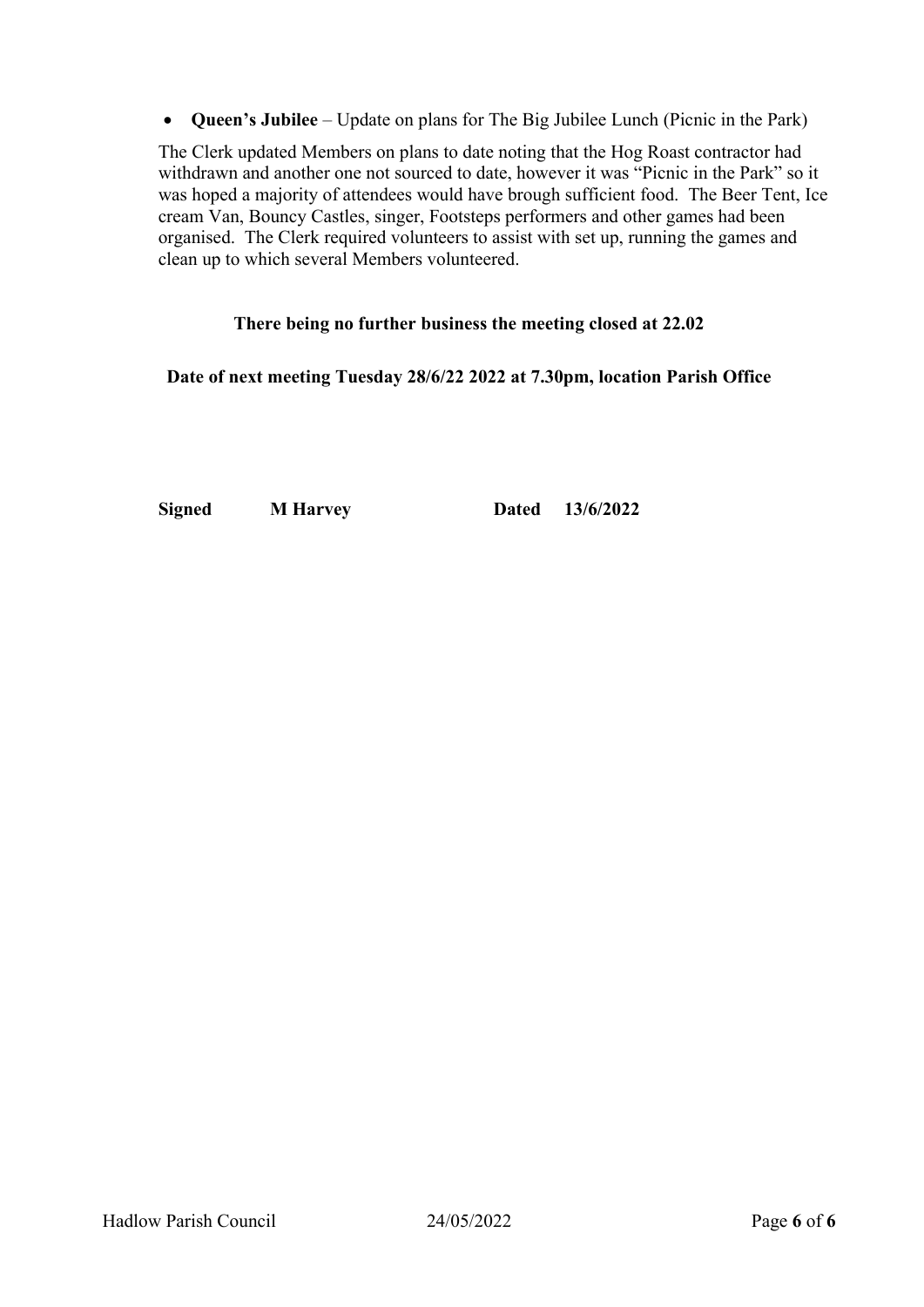- **Queen's Jubilee** – Update on plans for The Big Jubilee Lunch (Picnic in the Park)

The Clerk updated Members on plans to date noting that the Hog Roast contractor had withdrawn and another one not sourced to date, however it was "Picnic in the Park" so it was hoped a majority of attendees would have brough sufficient food. The Beer Tent, Ice cream Van, Bouncy Castles, singer, Footsteps performers and other games had been organised. The Clerk required volunteers to assist with set up, running the games and clean up to which several Members volunteered.

**There being no further business the meeting closed at 22.02**

**Date of next meeting Tuesday 28/6/22 2022 at 7.30pm, location Parish Office**

**Signed M Harvey Dated 13/6/2022**